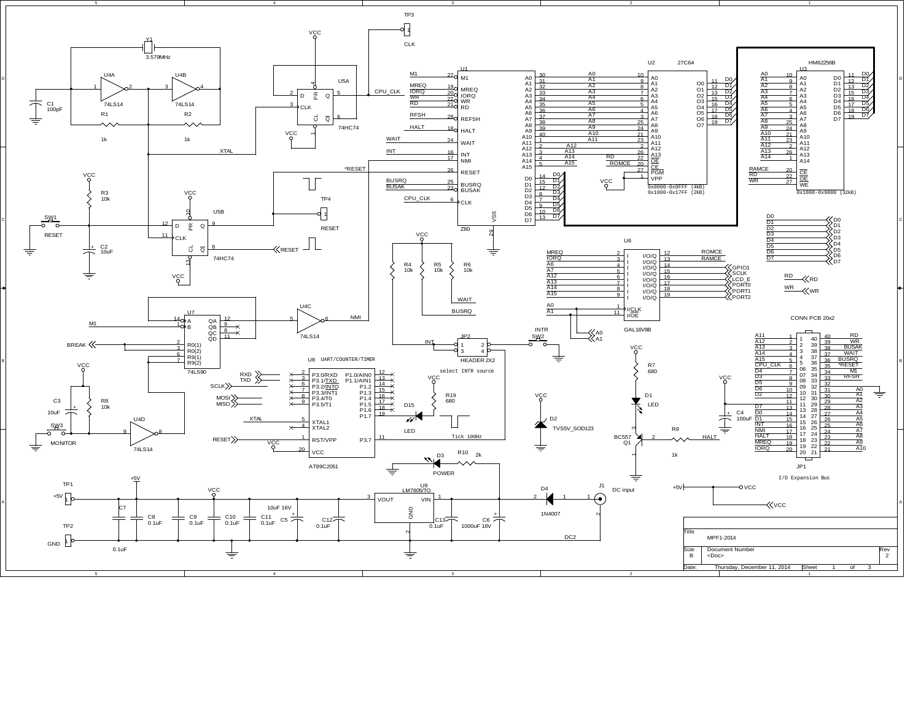# MPF1-2014

| Title | MPF1-2014 | | |
|---|---|---|---|
| Size | Document Number | | Rev |
| B | <Doc> | | 2 |
| Date: | Thursday, December 11, 2014 | Sheet 1 of 3 | |

**Y1** 3.579MHz, **C1** 100pF, **R1** 1k, **R2** 1k, **U4A / U4B** 74LS14

**U5A** 74HC74 — CPU_CLK, TP3 CLK

**U5B** 74HC74 — *RESET, TP4 RESET, SW1 RESET, R3 10k, C2 10uF

**U1** Z80

**U2** 27C64 — 0x0000-0x0FFF (4kB), 0x1000-0x17FF (2kB)

**U3** HM62256B — 0x1800-0x9800 (32kB)

**U6** GAL16V8B — inputs: MREQ, IORQ, A6, A7, A12, A13, A14, A15, A0 (I/CLK), A1 (I/OE); outputs: ROMCE, RAMCE, GPIO1, SCLK, LCD_E, PORT0, PORT1, PORT2

**R4** 10k, **R5** 10k, **R6** 10k — WAIT, BUSRQ

**U7** 74LS90 — M1, BREAK

**U4C** 74LS14 — NMI

**U4D** 74LS14, **C3** 10uF, **R8** 10k, **SW3** MONITOR

**JP2** HEADER 2X2 — select INTR source; **SW2** INTR

**U8** AT89C2051 UART/COUNTER/TIMER — RXD, TXD, SCLK, MOSI, MISO, XTAL, RESET; P3.7 Tick 100Hz

**R19** 680, **D15** LED

**D2** TVS5V_SOD123

**R7** 680, **D1** LED, **Q1** BC557, **R9** 1k — HALT

**JP1** CONN PCB 20x2 — I/O Expansion Bus, **C4** 100uF

**D3** POWER, **R10** 2k

**U9** LM7805/TO, **D4** 1N4007, **J1** DC input, **C6** 1000uF 16V, **C13** 0.1uF

**TP1** +5V, **TP2** GND, **C5** 10uF 16V, **C7** 0.1uF, **C8** 0.1uF, **C9** 0.1uF, **C10** 0.1uF, **C11** 0.1uF, **C12** 0.1uF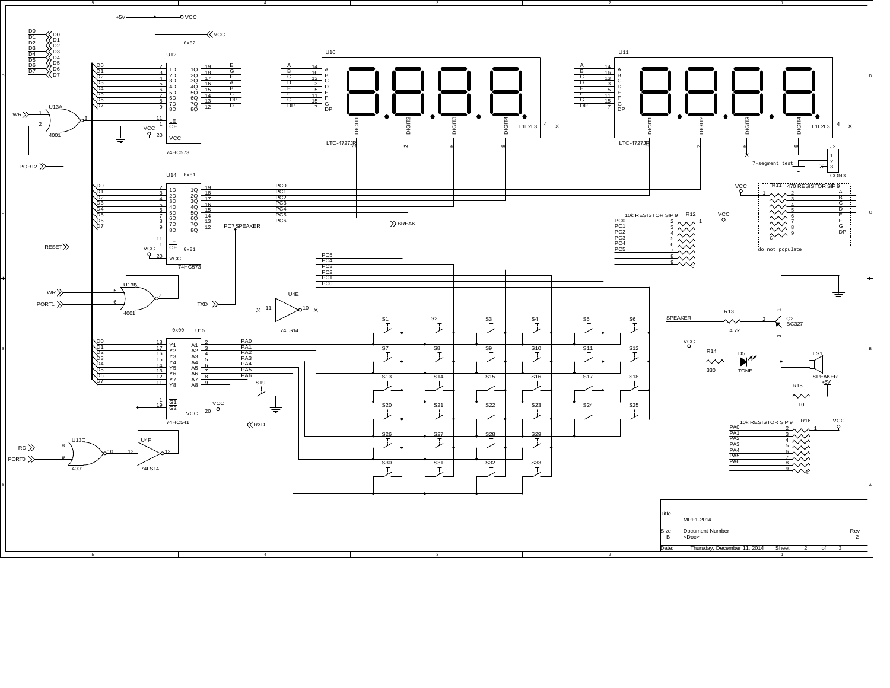# MPF1-2014 — Schematic (Sheet 2 of 3)

## Title Block

| Field | Value |
|---|---|
| Title | MPF1-2014 |
| Size | B |
| Document Number | <Doc> |
| Rev | 2 |
| Date | Thursday, December 11, 2014 |
| Sheet | 2 of 3 |

## Power

- +5V → VCC
- VCC

## Data Bus

D0, D1, D2, D3, D4, D5, D6, D7

## U12 — 74HC573 (0x02) — Segment Latch

| Input | Pin | Pin | Output | Signal |
|---|---|---|---|---|
| D0 | 2 (1D) | 19 (1Q) | | E |
| D1 | 3 (2D) | 18 (2Q) | | G |
| D2 | 4 (3D) | 17 (3Q) | | F |
| D3 | 5 (4D) | 16 (4Q) | | A |
| D4 | 6 (5D) | 15 (5Q) | | B |
| D5 | 7 (6D) | 14 (6Q) | | C |
| D6 | 8 (7D) | 13 (7Q) | | DP |
| D7 | 9 (8D) | 12 (8Q) | | D |

- LE (11) ← U13A (4001) pin 3; U13A inputs: WR (pin 1), PORT2 (pin 2)
- OE (1) → GND
- VCC (20)

## U10 / U11 — LTC-4727JR 4-digit 7-segment displays

| Segment | Pin |
|---|---|
| A | 14 |
| B | 16 |
| C | 13 |
| D | 3 |
| E | 5 |
| F | 11 |
| G | 15 |
| DP | 7 |

- DIGIT1 (1), DIGIT2 (2), DIGIT3 (6), DIGIT4 (8), L1L2L3 (4)
- J2 (CON3): 7-segment test

## U14 — 74HC573 (0x01) — Digit/Port C Latch

| Input | Pin | Pin | Output |
|---|---|---|---|
| D0 | 2 (1D) | 19 (1Q) | PC0 |
| D1 | 3 (2D) | 18 (2Q) | PC1 |
| D2 | 4 (3D) | 17 (3Q) | PC2 |
| D3 | 5 (4D) | 16 (4Q) | PC3 |
| D4 | 6 (5D) | 15 (5Q) | PC4 |
| D5 | 7 (6D) | 14 (6Q) | PC5 |
| D6 | 8 (7D) | 13 (7Q) | PC6 → BREAK |
| D7 | 9 (8D) | 12 (8Q) | PC7 SPEAKER |

- LE (11) ← U13B (4001) pin 4; U13B inputs: WR (pin 5), PORT1 (pin 6)
- OE (1) ← RESET
- VCC (20)
- TXD ← PC7 SPEAKER
- U4E (74LS14): pins 11 → 10 (unused)

## R12 — 10k RESISTOR SIP 9

PC0 (2), PC1 (3), PC2 (4), PC3 (5), PC4 (6), PC5 (7), 8, 9; common (1) → VCC

## R11 — 470 RESISTOR SIP 9 (do not populate)

VCC (1); A (2), B (3), C (4), D (5), E (6), F (7), G (8), DP (9)

## U15 — 74HC541 (0x00) — Keyboard Input Buffer

| Output | Pin | Pin | Input |
|---|---|---|---|
| D0 | 18 (Y1) | 2 (A1) | PA0 |
| D1 | 17 (Y2) | 3 (A2) | PA1 |
| D2 | 16 (Y3) | 4 (A3) | PA2 |
| D3 | 15 (Y4) | 5 (A4) | PA3 |
| D4 | 14 (Y5) | 6 (A5) | PA4 |
| D5 | 13 (Y6) | 7 (A6) | PA5 |
| D6 | 12 (Y7) | 8 (A7) | PA6 |
| D7 | 11 (Y8) | 9 (A8) | RXD |

- G1 (1), G2 (19) ← U4F (74LS14) pin 12; U4F pin 13 ← U13C (4001) pin 10; U13C inputs: RD (pin 8), PORT0 (pin 9)
- VCC (20)
- S19: PA6 → GND

## Keyboard Matrix

Switches S1–S33 arranged between PA0–PA6 rows and PC0–PC5 columns:

| Row | Switches |
|---|---|
| PA0 | S1, S2, S3, S4, S5, S6 |
| PA1 | S7, S8, S9, S10, S11, S12 |
| PA2 | S13, S14, S15, S16, S17, S18 |
| PA3 | S20, S21, S22, S23, S24, S25 |
| PA4 | S26, S27, S28, S29 |
| PA5 | S30, S31, S32, S33 |

## R16 — 10k RESISTOR SIP 9

PA0 (2), PA1 (3), PA2 (4), PA3 (5), PA4 (6), PA5 (7), PA6 (8), 9; common (1) → VCC

## Speaker Circuit

- SPEAKER → R13 (4.7k) → Q2 (BC327) base (2)
- Q2 emitter (1) → GND; collector (3) → LS1
- VCC → R14 (330) → D5 (TONE) → LS1
- LS1 SPEAKER, +5V, R15 (10)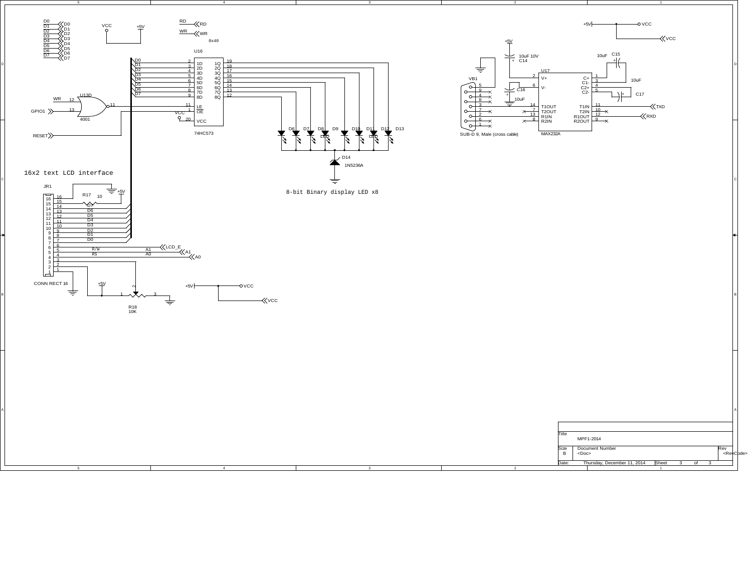16x2 text LCD interface

8-bit Binary display LED x8

| | |
|---|---|
| Title | MPF1-2014 |
| Size | B |
| Document Number | <Doc> |
| Rev | <RevCode> |
| Date: | Thursday, December 11, 2014 |
| Sheet | 3 of 3 |